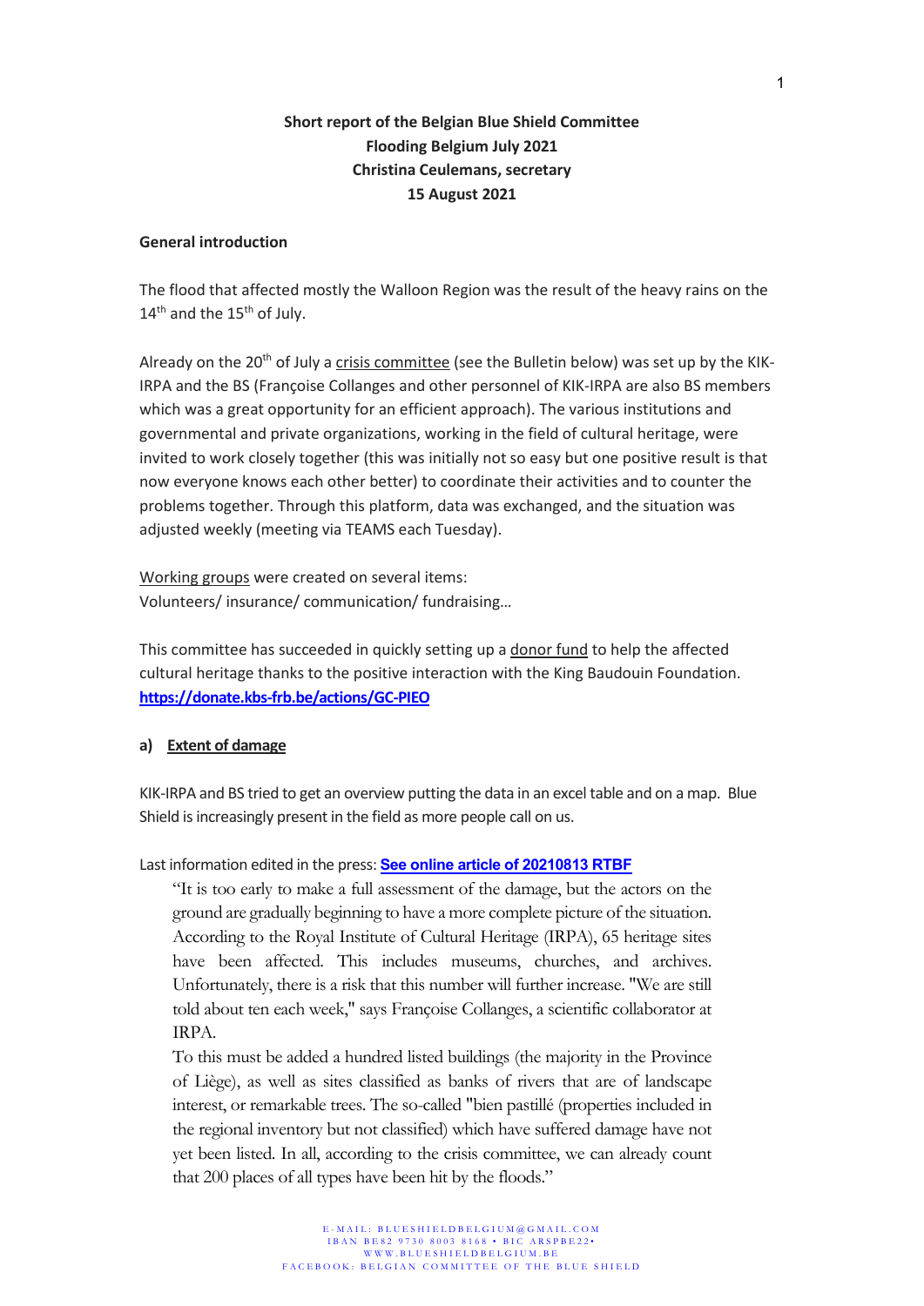**Short report of the Belgian Blue Shield Committee**
**Flooding Belgium July 2021**
**Christina Ceulemans, secretary**
**15 August 2021**

**General introduction**

The flood that affected mostly the Walloon Region was the result of the heavy rains on the 14th and the 15th of July.

Already on the 20th of July a crisis committee (see the Bulletin below) was set up by the KIK-IRPA and the BS (Françoise Collanges and other personnel of KIK-IRPA are also BS members which was a great opportunity for an efficient approach). The various institutions and governmental and private organizations, working in the field of cultural heritage, were invited to work closely together (this was initially not so easy but one positive result is that now everyone knows each other better) to coordinate their activities and to counter the problems together. Through this platform, data was exchanged, and the situation was adjusted weekly (meeting via TEAMS each Tuesday).

Working groups were created on several items:
Volunteers/ insurance/ communication/ fundraising…

This committee has succeeded in quickly setting up a donor fund to help the affected cultural heritage thanks to the positive interaction with the King Baudouin Foundation.
**https://donate.kbs-frb.be/actions/GC-PIEO**

**a) Extent of damage**

KIK-IRPA and BS tried to get an overview putting the data in an excel table and on a map. Blue Shield is increasingly present in the field as more people call on us.

Last information edited in the press: **See online article of 20210813 RTBF**

> "It is too early to make a full assessment of the damage, but the actors on the ground are gradually beginning to have a more complete picture of the situation. According to the Royal Institute of Cultural Heritage (IRPA), 65 heritage sites have been affected. This includes museums, churches, and archives. Unfortunately, there is a risk that this number will further increase. "We are still told about ten each week," says Françoise Collanges, a scientific collaborator at IRPA.
>
> To this must be added a hundred listed buildings (the majority in the Province of Liège), as well as sites classified as banks of rivers that are of landscape interest, or remarkable trees. The so-called "bien pastillé (properties included in the regional inventory but not classified) which have suffered damage have not yet been listed. In all, according to the crisis committee, we can already count that 200 places of all types have been hit by the floods."

E-MAIL: BLUESHIELDBELGIUM@GMAIL.COM
IBAN BE82 9730 8003 8168 • BIC ARSPBE22•
WWW.BLUESHIELDBELGIUM.BE
FACEBOOK: BELGIAN COMMITTEE OF THE BLUE SHIELD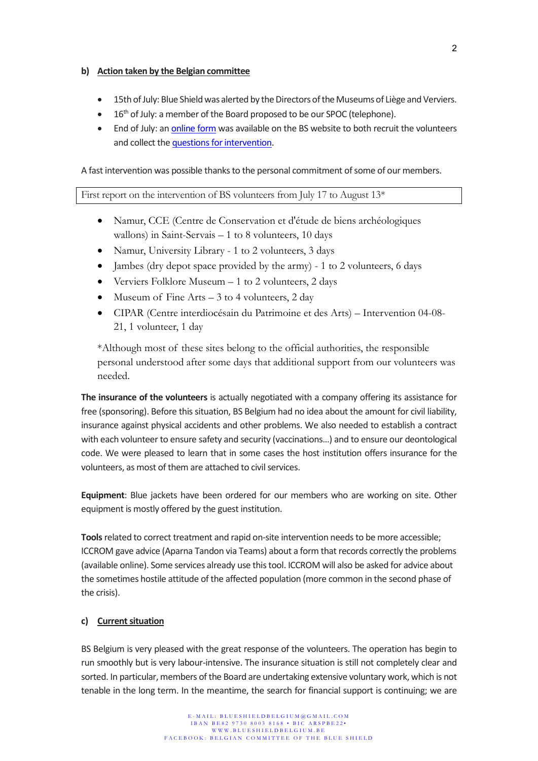**b) Action taken by the Belgian committee**

- 15th of July: Blue Shield was alerted by the Directors of the Museums of Liège and Verviers.
- 16th of July: a member of the Board proposed to be our SPOC (telephone).
- End of July: an online form was available on the BS website to both recruit the volunteers and collect the questions for intervention.

A fast intervention was possible thanks to the personal commitment of some of our members.

First report on the intervention of BS volunteers from July 17 to August 13*

- Namur, CCE (Centre de Conservation et d'étude de biens archéologiques wallons) in Saint-Servais – 1 to 8 volunteers, 10 days
- Namur, University Library - 1 to 2 volunteers, 3 days
- Jambes (dry depot space provided by the army) - 1 to 2 volunteers, 6 days
- Verviers Folklore Museum – 1 to 2 volunteers, 2 days
- Museum of Fine Arts – 3 to 4 volunteers, 2 day
- CIPAR (Centre interdiocésain du Patrimoine et des Arts) – Intervention 04-08-21, 1 volunteer, 1 day

*Although most of these sites belong to the official authorities, the responsible personal understood after some days that additional support from our volunteers was needed.

**The insurance of the volunteers** is actually negotiated with a company offering its assistance for free (sponsoring). Before this situation, BS Belgium had no idea about the amount for civil liability, insurance against physical accidents and other problems. We also needed to establish a contract with each volunteer to ensure safety and security (vaccinations…) and to ensure our deontological code. We were pleased to learn that in some cases the host institution offers insurance for the volunteers, as most of them are attached to civil services.

**Equipment**: Blue jackets have been ordered for our members who are working on site. Other equipment is mostly offered by the guest institution.

**Tools** related to correct treatment and rapid on-site intervention needs to be more accessible; ICCROM gave advice (Aparna Tandon via Teams) about a form that records correctly the problems (available online). Some services already use this tool. ICCROM will also be asked for advice about the sometimes hostile attitude of the affected population (more common in the second phase of the crisis).

**c) Current situation**

BS Belgium is very pleased with the great response of the volunteers. The operation has begin to run smoothly but is very labour-intensive. The insurance situation is still not completely clear and sorted. In particular, members of the Board are undertaking extensive voluntary work, which is not tenable in the long term. In the meantime, the search for financial support is continuing; we are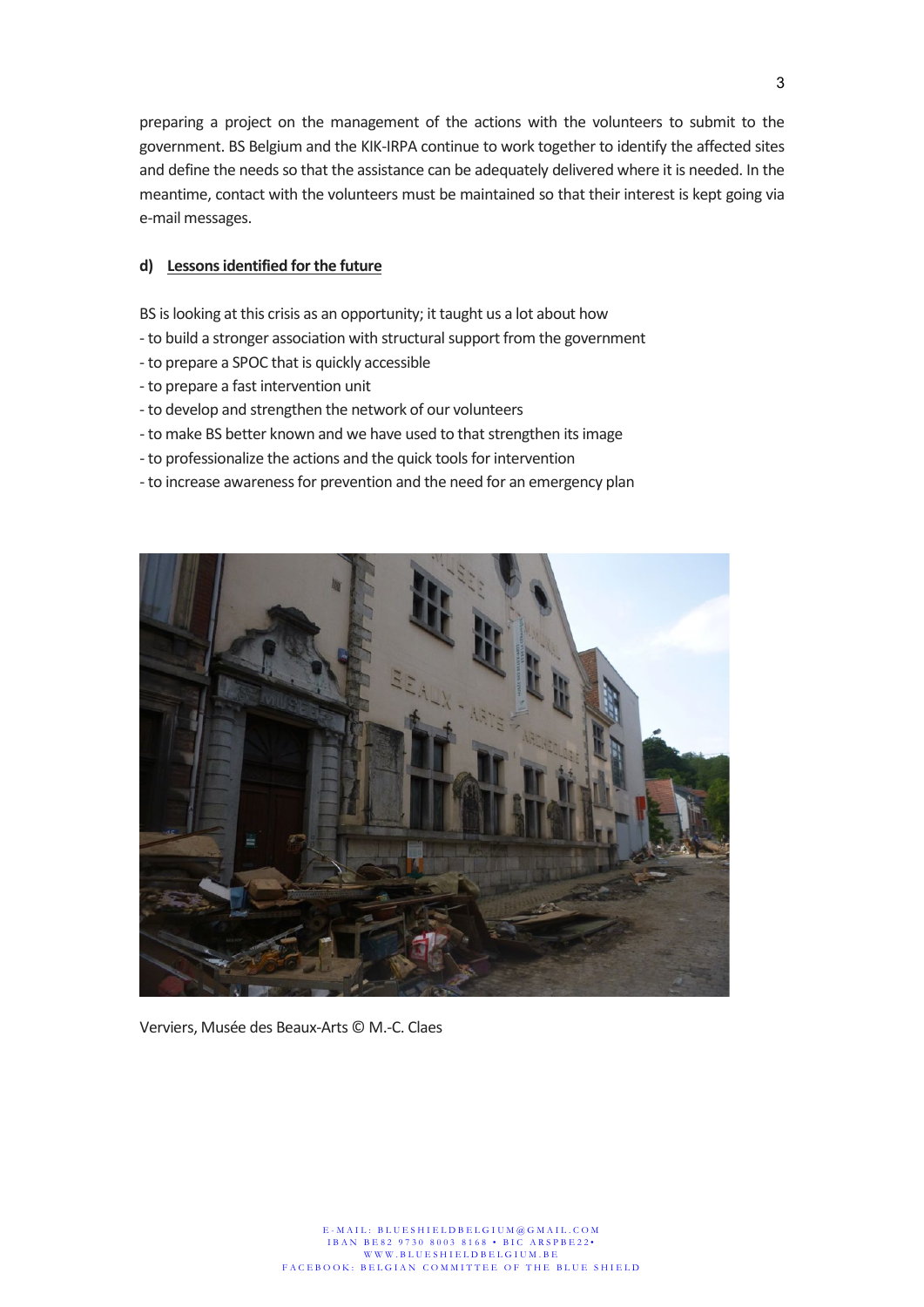preparing a project on the management of the actions with the volunteers to submit to the government. BS Belgium and the KIK-IRPA continue to work together to identify the affected sites and define the needs so that the assistance can be adequately delivered where it is needed. In the meantime, contact with the volunteers must be maintained so that their interest is kept going via e-mail messages.

**d) <u>Lessons identified for the future</u>**

BS is looking at this crisis as an opportunity; it taught us a lot about how
- to build a stronger association with structural support from the government
- to prepare a SPOC that is quickly accessible
- to prepare a fast intervention unit
- to develop and strengthen the network of our volunteers
- to make BS better known and we have used to that strengthen its image
- to professionalize the actions and the quick tools for intervention
- to increase awareness for prevention and the need for an emergency plan

Verviers, Musée des Beaux-Arts © M.-C. Claes

E-MAIL: BLUESHIELDBELGIUM@GMAIL.COM
IBAN BE82 9730 8003 8168 • BIC ARSPBE22•
WWW.BLUESHIELDBELGIUM.BE
FACEBOOK: BELGIAN COMMITTEE OF THE BLUE SHIELD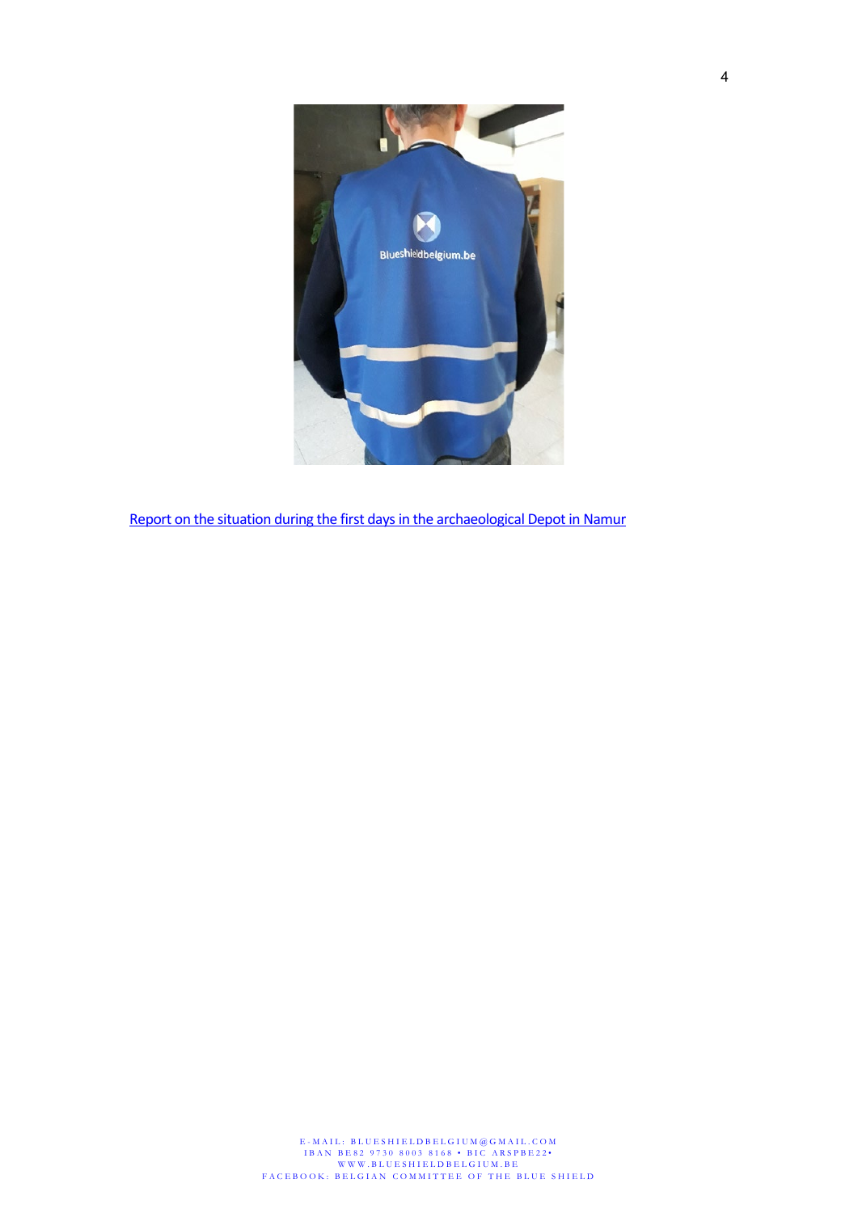[Report on the situation during the first days in the archaeological Depot in Namur]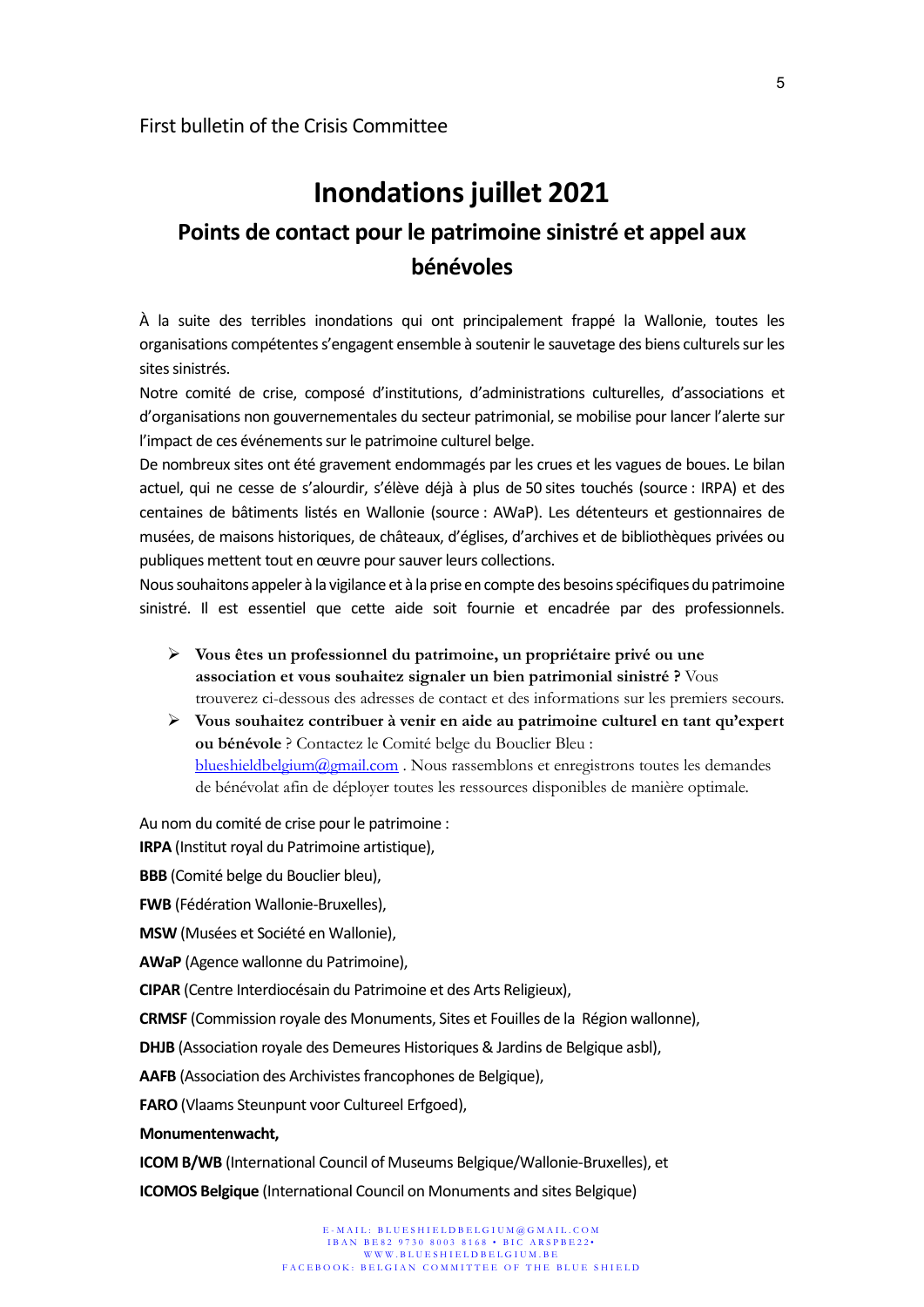First bulletin of the Crisis Committee

# Inondations juillet 2021

## Points de contact pour le patrimoine sinistré et appel aux bénévoles

À la suite des terribles inondations qui ont principalement frappé la Wallonie, toutes les organisations compétentes s'engagent ensemble à soutenir le sauvetage des biens culturels sur les sites sinistrés.

Notre comité de crise, composé d'institutions, d'administrations culturelles, d'associations et d'organisations non gouvernementales du secteur patrimonial, se mobilise pour lancer l'alerte sur l'impact de ces événements sur le patrimoine culturel belge.

De nombreux sites ont été gravement endommagés par les crues et les vagues de boues. Le bilan actuel, qui ne cesse de s'alourdir, s'élève déjà à plus de 50 sites touchés (source : IRPA) et des centaines de bâtiments listés en Wallonie (source : AWaP). Les détenteurs et gestionnaires de musées, de maisons historiques, de châteaux, d'églises, d'archives et de bibliothèques privées ou publiques mettent tout en œuvre pour sauver leurs collections.

Nous souhaitons appeler à la vigilance et à la prise en compte des besoins spécifiques du patrimoine sinistré. Il est essentiel que cette aide soit fournie et encadrée par des professionnels.

- **Vous êtes un professionnel du patrimoine, un propriétaire privé ou une association et vous souhaitez signaler un bien patrimonial sinistré ?** Vous trouverez ci-dessous des adresses de contact et des informations sur les premiers secours.
- **Vous souhaitez contribuer à venir en aide au patrimoine culturel en tant qu'expert ou bénévole** ? Contactez le Comité belge du Bouclier Bleu : blueshieldbelgium@gmail.com . Nous rassemblons et enregistrons toutes les demandes de bénévolat afin de déployer toutes les ressources disponibles de manière optimale.

Au nom du comité de crise pour le patrimoine :

**IRPA** (Institut royal du Patrimoine artistique),

**BBB** (Comité belge du Bouclier bleu),

**FWB** (Fédération Wallonie-Bruxelles),

**MSW** (Musées et Société en Wallonie),

**AWaP** (Agence wallonne du Patrimoine),

**CIPAR** (Centre Interdiocésain du Patrimoine et des Arts Religieux),

**CRMSF** (Commission royale des Monuments, Sites et Fouilles de la Région wallonne),

**DHJB** (Association royale des Demeures Historiques & Jardins de Belgique asbl),

**AAFB** (Association des Archivistes francophones de Belgique),

**FARO** (Vlaams Steunpunt voor Cultureel Erfgoed),

**Monumentenwacht,**

**ICOM B/WB** (International Council of Museums Belgique/Wallonie-Bruxelles), et

**ICOMOS Belgique** (International Council on Monuments and sites Belgique)

E-MAIL: BLUESHIELDBELGIUM@GMAIL.COM
IBAN BE82 9730 8003 8168 • BIC ARSPBE22•
WWW.BLUESHIELDBELGIUM.BE
FACEBOOK: BELGIAN COMMITTEE OF THE BLUE SHIELD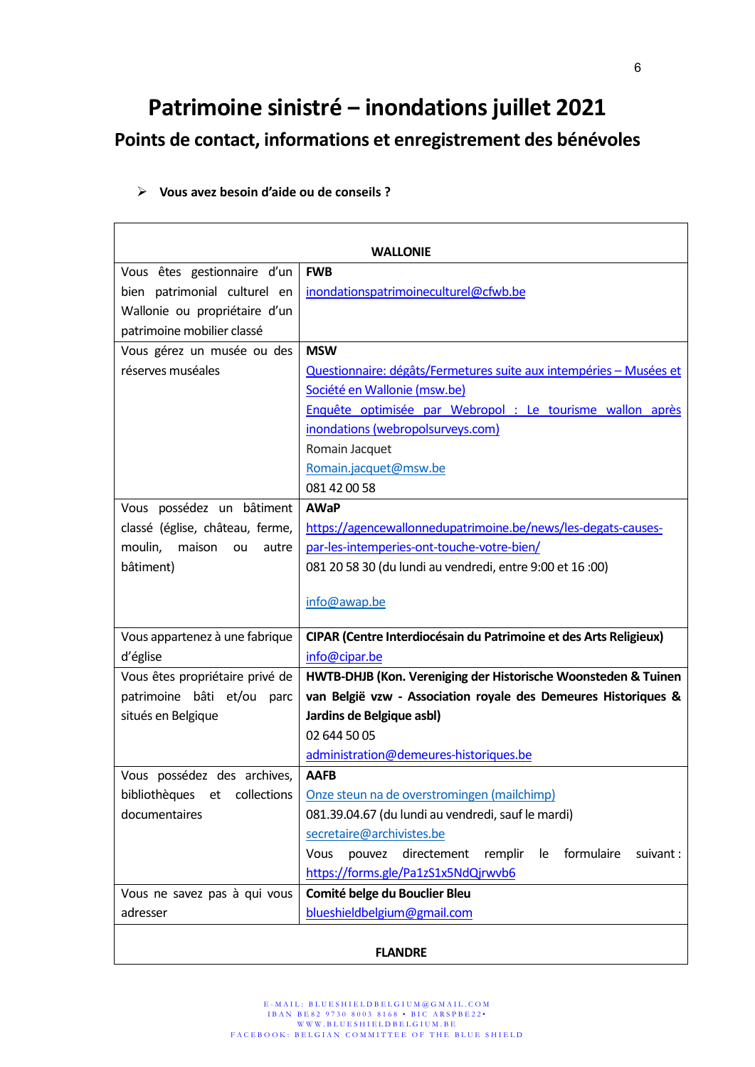# Patrimoine sinistré – inondations juillet 2021

## Points de contact, informations et enregistrement des bénévoles

- **Vous avez besoin d'aide ou de conseils ?**

| **WALLONIE** | |
|---|---|
| Vous êtes gestionnaire d'un bien patrimonial culturel en Wallonie ou propriétaire d'un patrimoine mobilier classé | **FWB**<br>inondationspatrimoineculturel@cfwb.be |
| Vous gérez un musée ou des réserves muséales | **MSW**<br>Questionnaire: dégâts/Fermetures suite aux intempéries – Musées et Société en Wallonie (msw.be)<br>Enquête optimisée par Webropol : Le tourisme wallon après inondations (webropolsurveys.com)<br>Romain Jacquet<br>Romain.jacquet@msw.be<br>081 42 00 58 |
| Vous possédez un bâtiment classé (église, château, ferme, moulin, maison ou autre bâtiment) | **AWaP**<br>https://agencewallonnedupatrimoine.be/news/les-degats-causes-par-les-intemperies-ont-touche-votre-bien/<br>081 20 58 30 (du lundi au vendredi, entre 9:00 et 16 :00)<br><br>info@awap.be |
| Vous appartenez à une fabrique d'église | **CIPAR (Centre Interdiocésain du Patrimoine et des Arts Religieux)**<br>info@cipar.be |
| Vous êtes propriétaire privé de patrimoine bâti et/ou parc situés en Belgique | **HWTB-DHJB (Kon. Vereniging der Historische Woonsteden & Tuinen van België vzw - Association royale des Demeures Historiques & Jardins de Belgique asbl)**<br>02 644 50 05<br>administration@demeures-historiques.be |
| Vous possédez des archives, bibliothèques et collections documentaires | **AAFB**<br>Onze steun na de overstromingen (mailchimp)<br>081.39.04.67 (du lundi au vendredi, sauf le mardi)<br>secretaire@archivistes.be<br>Vous pouvez directement remplir le formulaire suivant : https://forms.gle/Pa1zS1x5NdQjrwvb6 |
| Vous ne savez pas à qui vous adresser | **Comité belge du Bouclier Bleu**<br>blueshieldbelgium@gmail.com |
| **FLANDRE** | |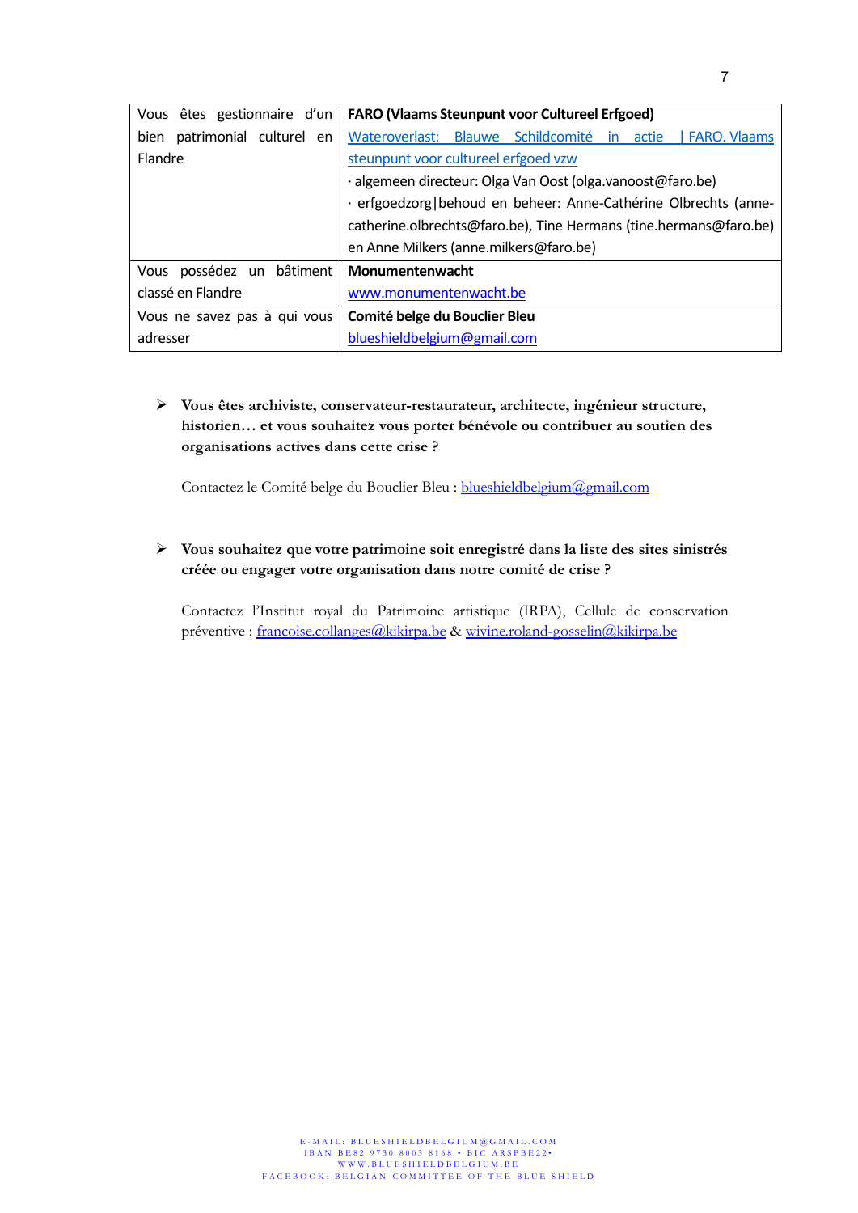| | |
|---|---|
| Vous êtes gestionnaire d'un bien patrimonial culturel en Flandre | **FARO (Vlaams Steunpunt voor Cultureel Erfgoed)**<br>Wateroverlast: Blauwe Schildcomité in actie \| FARO. Vlaams steunpunt voor cultureel erfgoed vzw<br>· algemeen directeur: Olga Van Oost (olga.vanoost@faro.be)<br>· erfgoedzorg\|behoud en beheer: Anne-Cathérine Olbrechts (anne-catherine.olbrechts@faro.be), Tine Hermans (tine.hermans@faro.be) en Anne Milkers (anne.milkers@faro.be) |
| Vous possédez un bâtiment classé en Flandre | **Monumentenwacht**<br>www.monumentenwacht.be |
| Vous ne savez pas à qui vous adresser | **Comité belge du Bouclier Bleu**<br>blueshieldbelgium@gmail.com |

- **Vous êtes archiviste, conservateur-restaurateur, architecte, ingénieur structure, historien… et vous souhaitez vous porter bénévole ou contribuer au soutien des organisations actives dans cette crise ?**

  Contactez le Comité belge du Bouclier Bleu : blueshieldbelgium@gmail.com

- **Vous souhaitez que votre patrimoine soit enregistré dans la liste des sites sinistrés créée ou engager votre organisation dans notre comité de crise ?**

  Contactez l'Institut royal du Patrimoine artistique (IRPA), Cellule de conservation préventive : francoise.collanges@kikirpa.be & wivine.roland-gosselin@kikirpa.be

E-MAIL: BLUESHIELDBELGIUM@GMAIL.COM
IBAN BE82 9730 8003 8168 • BIC ARSPBE22•
WWW.BLUESHIELDBELGIUM.BE
FACEBOOK: BELGIAN COMMITTEE OF THE BLUE SHIELD